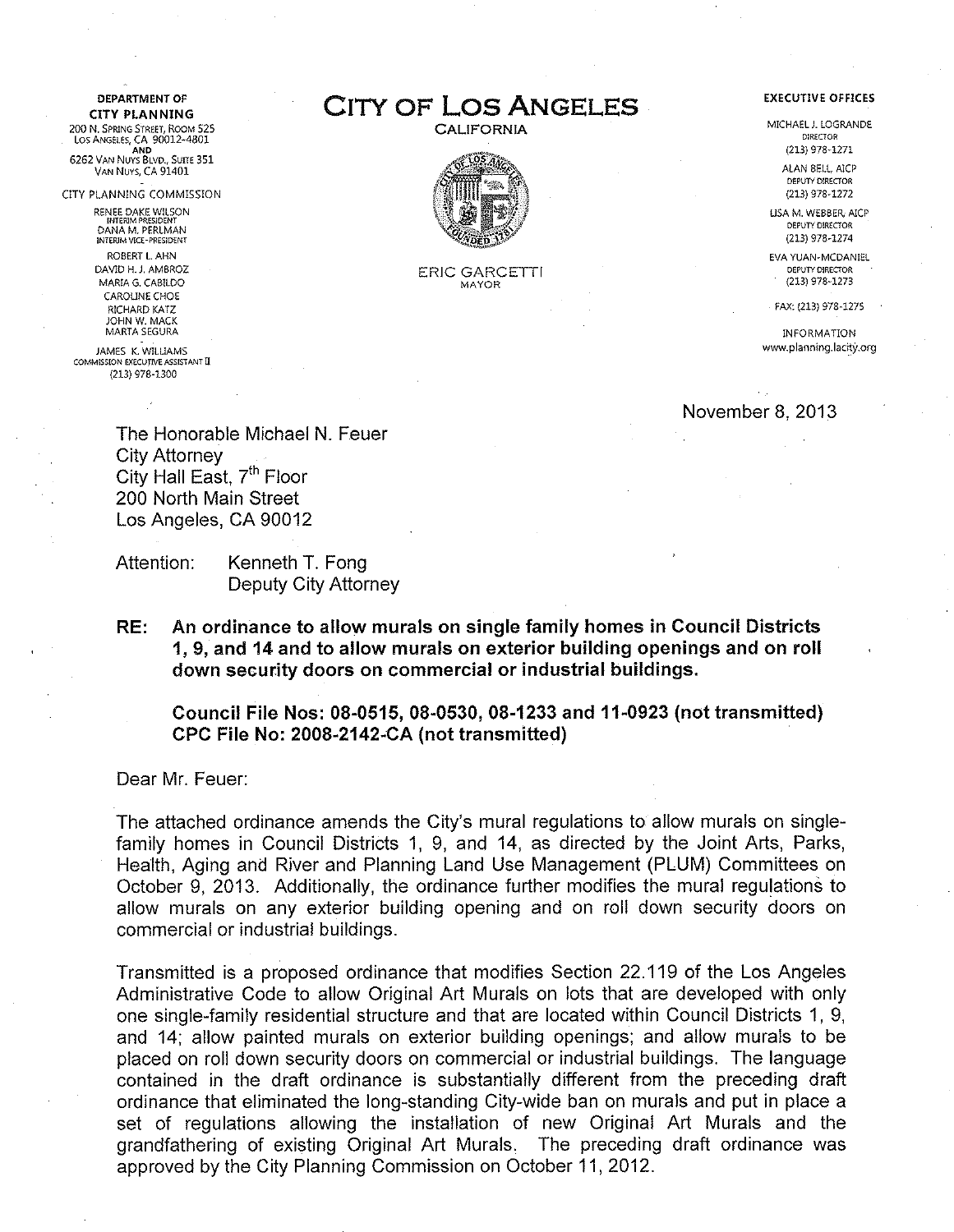**DEPARTMENT OF CITY PLANNING**
200 N. Spring Street, Room 525
Los Angeles, CA 90012-4801
AND
6262 Van Nuys Blvd., Suite 351
Van Nuys, CA 91401

CITY PLANNING COMMISSION

RENEE DAKE WILSON
INTERIM PRESIDENT
DANA M. PERLMAN
INTERIM VICE-PRESIDENT
ROBERT L. AHN
DAVID H. J. AMBROZ
MARIA G. CABILDO
CAROLINE CHOE
RICHARD KATZ
JOHN W. MACK
MARTA SEGURA

JAMES K. WILLIAMS
COMMISSION EXECUTIVE ASSISTANT II
(213) 978-1300

# CITY OF LOS ANGELES

CALIFORNIA

ERIC GARCETTI
MAYOR

**EXECUTIVE OFFICES**

MICHAEL J. LOGRANDE
DIRECTOR
(213) 978-1271

ALAN BELL, AICP
DEPUTY DIRECTOR
(213) 978-1272

LISA M. WEBBER, AICP
DEPUTY DIRECTOR
(213) 978-1274

EVA YUAN-MCDANIEL
DEPUTY DIRECTOR
(213) 978-1273

FAX: (213) 978-1275

INFORMATION
www.planning.lacity.org

November 8, 2013

The Honorable Michael N. Feuer
City Attorney
City Hall East, 7th Floor
200 North Main Street
Los Angeles, CA 90012

Attention: Kenneth T. Fong
Deputy City Attorney

**RE: An ordinance to allow murals on single family homes in Council Districts 1, 9, and 14 and to allow murals on exterior building openings and on roll down security doors on commercial or industrial buildings.**

**Council File Nos: 08-0515, 08-0530, 08-1233 and 11-0923 (not transmitted)**
**CPC File No: 2008-2142-CA (not transmitted)**

Dear Mr. Feuer:

The attached ordinance amends the City's mural regulations to allow murals on single-family homes in Council Districts 1, 9, and 14, as directed by the Joint Arts, Parks, Health, Aging and River and Planning Land Use Management (PLUM) Committees on October 9, 2013. Additionally, the ordinance further modifies the mural regulations to allow murals on any exterior building opening and on roll down security doors on commercial or industrial buildings.

Transmitted is a proposed ordinance that modifies Section 22.119 of the Los Angeles Administrative Code to allow Original Art Murals on lots that are developed with only one single-family residential structure and that are located within Council Districts 1, 9, and 14; allow painted murals on exterior building openings; and allow murals to be placed on roll down security doors on commercial or industrial buildings. The language contained in the draft ordinance is substantially different from the preceding draft ordinance that eliminated the long-standing City-wide ban on murals and put in place a set of regulations allowing the installation of new Original Art Murals and the grandfathering of existing Original Art Murals. The preceding draft ordinance was approved by the City Planning Commission on October 11, 2012.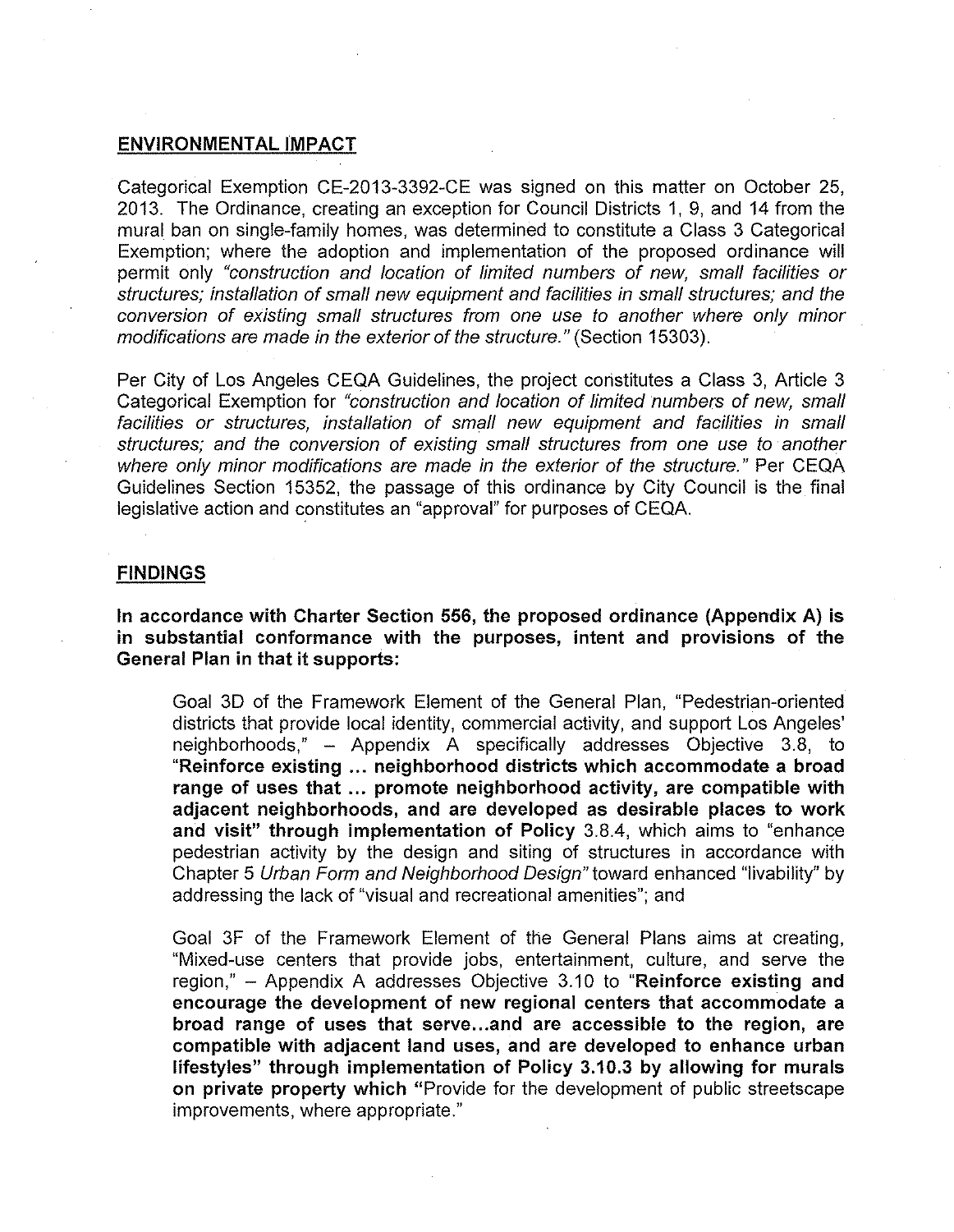## ENVIRONMENTAL IMPACT

Categorical Exemption CE-2013-3392-CE was signed on this matter on October 25, 2013. The Ordinance, creating an exception for Council Districts 1, 9, and 14 from the mural ban on single-family homes, was determined to constitute a Class 3 Categorical Exemption; where the adoption and implementation of the proposed ordinance will permit only *"construction and location of limited numbers of new, small facilities or structures; installation of small new equipment and facilities in small structures; and the conversion of existing small structures from one use to another where only minor modifications are made in the exterior of the structure."* (Section 15303).

Per City of Los Angeles CEQA Guidelines, the project constitutes a Class 3, Article 3 Categorical Exemption for *"construction and location of limited numbers of new, small facilities or structures, installation of small new equipment and facilities in small structures; and the conversion of existing small structures from one use to another where only minor modifications are made in the exterior of the structure."* Per CEQA Guidelines Section 15352, the passage of this ordinance by City Council is the final legislative action and constitutes an "approval" for purposes of CEQA.

## FINDINGS

**In accordance with Charter Section 556, the proposed ordinance (Appendix A) is in substantial conformance with the purposes, intent and provisions of the General Plan in that it supports:**

> Goal 3D of the Framework Element of the General Plan, "Pedestrian-oriented districts that provide local identity, commercial activity, and support Los Angeles' neighborhoods," – Appendix A specifically addresses Objective 3.8, to **"Reinforce existing ... neighborhood districts which accommodate a broad range of uses that ... promote neighborhood activity, are compatible with adjacent neighborhoods, and are developed as desirable places to work and visit" through implementation of Policy** 3.8.4, which aims to "enhance pedestrian activity by the design and siting of structures in accordance with Chapter 5 *Urban Form and Neighborhood Design"* toward enhanced "livability" by addressing the lack of "visual and recreational amenities"; and
>
> Goal 3F of the Framework Element of the General Plans aims at creating, "Mixed-use centers that provide jobs, entertainment, culture, and serve the region," – Appendix A addresses Objective 3.10 to "**Reinforce existing and encourage the development of new regional centers that accommodate a broad range of uses that serve...and are accessible to the region, are compatible with adjacent land uses, and are developed to enhance urban lifestyles" through implementation of Policy 3.10.3 by allowing for murals on private property which** "Provide for the development of public streetscape improvements, where appropriate."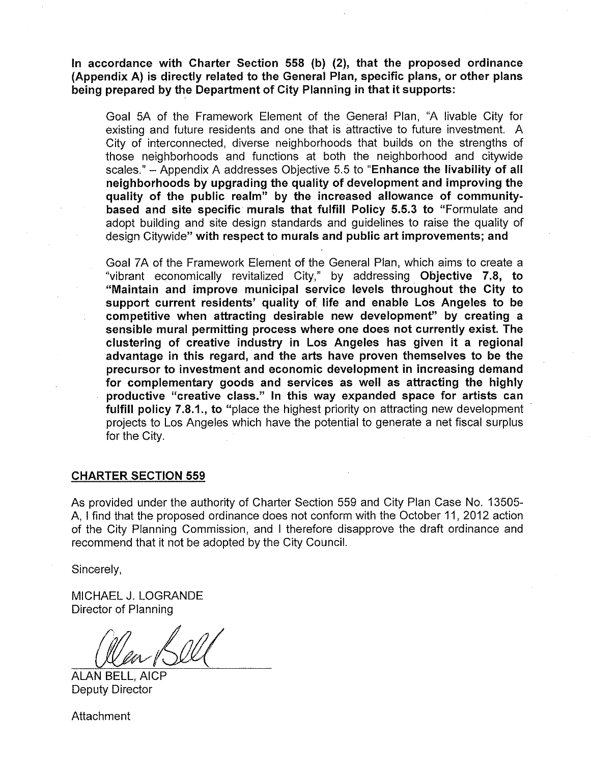**In accordance with Charter Section 558 (b) (2), that the proposed ordinance (Appendix A) is directly related to the General Plan, specific plans, or other plans being prepared by the Department of City Planning in that it supports:**

> Goal 5A of the Framework Element of the General Plan, "A livable City for existing and future residents and one that is attractive to future investment. A City of interconnected, diverse neighborhoods that builds on the strengths of those neighborhoods and functions at both the neighborhood and citywide scales." – Appendix A addresses Objective 5.5 to "**Enhance the livability of all neighborhoods by upgrading the quality of development and improving the quality of the public realm" by the increased allowance of community-based and site specific murals that fulfill Policy 5.5.3 to** "Formulate and adopt building and site design standards and guidelines to raise the quality of design Citywide**" with respect to murals and public art improvements; and**
>
> Goal 7A of the Framework Element of the General Plan, which aims to create a "vibrant economically revitalized City," by addressing **Objective 7.8, to "Maintain and improve municipal service levels throughout the City to support current residents' quality of life and enable Los Angeles to be competitive when attracting desirable new development" by creating a sensible mural permitting process where one does not currently exist. The clustering of creative industry in Los Angeles has given it a regional advantage in this regard, and the arts have proven themselves to be the precursor to investment and economic development in increasing demand for complementary goods and services as well as attracting the highly productive "creative class." In this way expanded space for artists can fulfill policy 7.8.1., to** "place the highest priority on attracting new development projects to Los Angeles which have the potential to generate a net fiscal surplus for the City.

## CHARTER SECTION 559

As provided under the authority of Charter Section 559 and City Plan Case No. 13505-A, I find that the proposed ordinance does not conform with the October 11, 2012 action of the City Planning Commission, and I therefore disapprove the draft ordinance and recommend that it not be adopted by the City Council.

Sincerely,

MICHAEL J. LOGRANDE
Director of Planning

ALAN BELL, AICP
Deputy Director

Attachment